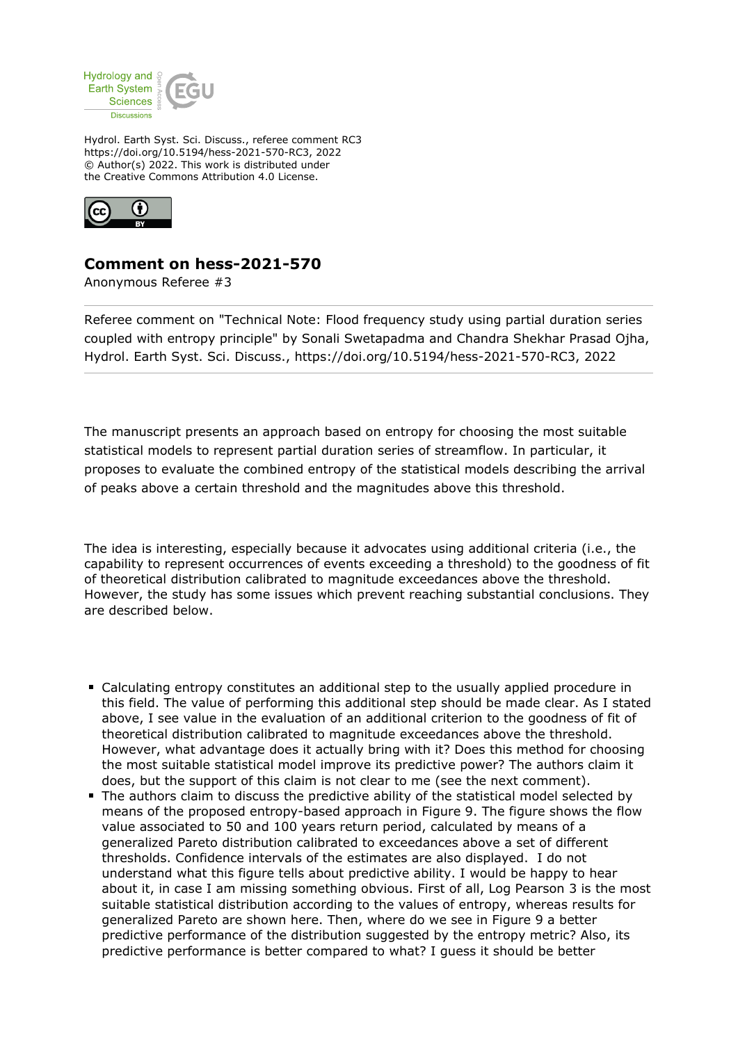Hydrol. Earth Syst. Sci. Discuss., referee comment RC3
https://doi.org/10.5194/hess-2021-570-RC3, 2022
© Author(s) 2022. This work is distributed under
the Creative Commons Attribution 4.0 License.

## Comment on hess-2021-570

Anonymous Referee #3

Referee comment on "Technical Note: Flood frequency study using partial duration series coupled with entropy principle" by Sonali Swetapadma and Chandra Shekhar Prasad Ojha, Hydrol. Earth Syst. Sci. Discuss., https://doi.org/10.5194/hess-2021-570-RC3, 2022

The manuscript presents an approach based on entropy for choosing the most suitable statistical models to represent partial duration series of streamflow. In particular, it proposes to evaluate the combined entropy of the statistical models describing the arrival of peaks above a certain threshold and the magnitudes above this threshold.

The idea is interesting, especially because it advocates using additional criteria (i.e., the capability to represent occurrences of events exceeding a threshold) to the goodness of fit of theoretical distribution calibrated to magnitude exceedances above the threshold. However, the study has some issues which prevent reaching substantial conclusions. They are described below.

- Calculating entropy constitutes an additional step to the usually applied procedure in this field. The value of performing this additional step should be made clear. As I stated above, I see value in the evaluation of an additional criterion to the goodness of fit of theoretical distribution calibrated to magnitude exceedances above the threshold. However, what advantage does it actually bring with it? Does this method for choosing the most suitable statistical model improve its predictive power? The authors claim it does, but the support of this claim is not clear to me (see the next comment).
- The authors claim to discuss the predictive ability of the statistical model selected by means of the proposed entropy-based approach in Figure 9. The figure shows the flow value associated to 50 and 100 years return period, calculated by means of a generalized Pareto distribution calibrated to exceedances above a set of different thresholds. Confidence intervals of the estimates are also displayed. I do not understand what this figure tells about predictive ability. I would be happy to hear about it, in case I am missing something obvious. First of all, Log Pearson 3 is the most suitable statistical distribution according to the values of entropy, whereas results for generalized Pareto are shown here. Then, where do we see in Figure 9 a better predictive performance of the distribution suggested by the entropy metric? Also, its predictive performance is better compared to what? I guess it should be better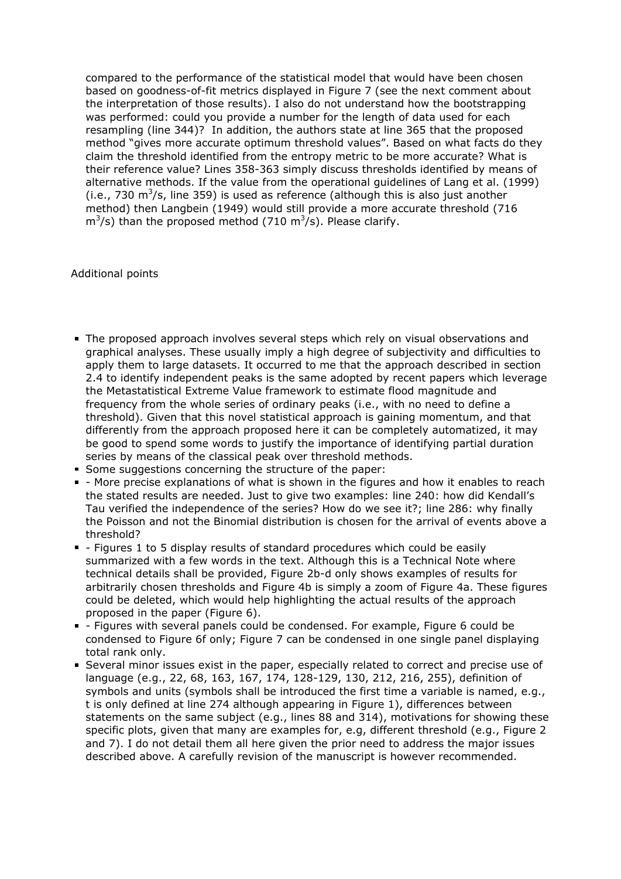compared to the performance of the statistical model that would have been chosen based on goodness-of-fit metrics displayed in Figure 7 (see the next comment about the interpretation of those results). I also do not understand how the bootstrapping was performed: could you provide a number for the length of data used for each resampling (line 344)? In addition, the authors state at line 365 that the proposed method "gives more accurate optimum threshold values". Based on what facts do they claim the threshold identified from the entropy metric to be more accurate? What is their reference value? Lines 358-363 simply discuss thresholds identified by means of alternative methods. If the value from the operational guidelines of Lang et al. (1999) (i.e., 730 $m^3/s$, line 359) is used as reference (although this is also just another method) then Langbein (1949) would still provide a more accurate threshold (716 $m^3/s$) than the proposed method (710 $m^3/s$). Please clarify.

Additional points

- The proposed approach involves several steps which rely on visual observations and graphical analyses. These usually imply a high degree of subjectivity and difficulties to apply them to large datasets. It occurred to me that the approach described in section 2.4 to identify independent peaks is the same adopted by recent papers which leverage the Metastatistical Extreme Value framework to estimate flood magnitude and frequency from the whole series of ordinary peaks (i.e., with no need to define a threshold). Given that this novel statistical approach is gaining momentum, and that differently from the approach proposed here it can be completely automatized, it may be good to spend some words to justify the importance of identifying partial duration series by means of the classical peak over threshold methods.
- Some suggestions concerning the structure of the paper:
- - More precise explanations of what is shown in the figures and how it enables to reach the stated results are needed. Just to give two examples: line 240: how did Kendall's Tau verified the independence of the series? How do we see it?; line 286: why finally the Poisson and not the Binomial distribution is chosen for the arrival of events above a threshold?
- - Figures 1 to 5 display results of standard procedures which could be easily summarized with a few words in the text. Although this is a Technical Note where technical details shall be provided, Figure 2b-d only shows examples of results for arbitrarily chosen thresholds and Figure 4b is simply a zoom of Figure 4a. These figures could be deleted, which would help highlighting the actual results of the approach proposed in the paper (Figure 6).
- - Figures with several panels could be condensed. For example, Figure 6 could be condensed to Figure 6f only; Figure 7 can be condensed in one single panel displaying total rank only.
- Several minor issues exist in the paper, especially related to correct and precise use of language (e.g., 22, 68, 163, 167, 174, 128-129, 130, 212, 216, 255), definition of symbols and units (symbols shall be introduced the first time a variable is named, e.g., t is only defined at line 274 although appearing in Figure 1), differences between statements on the same subject (e.g., lines 88 and 314), motivations for showing these specific plots, given that many are examples for, e.g, different threshold (e.g., Figure 2 and 7). I do not detail them all here given the prior need to address the major issues described above. A carefully revision of the manuscript is however recommended.